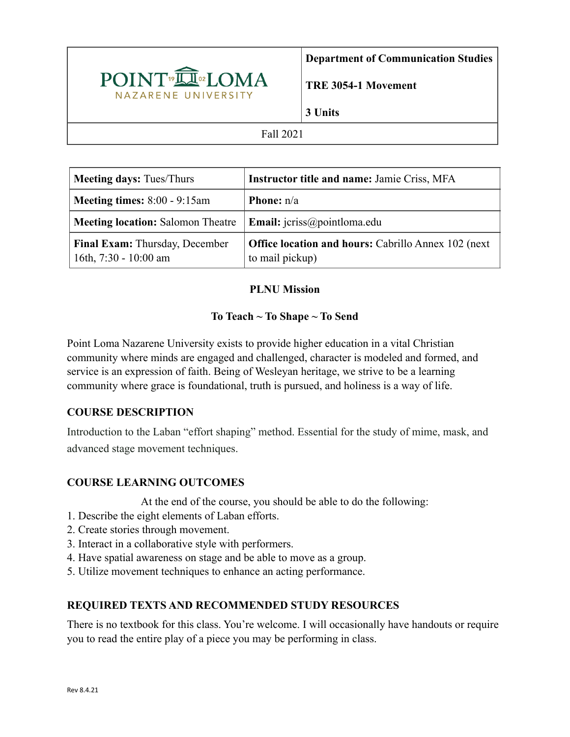| POINT LOMA NAZARENE UNIVERSITY | **Department of Communication Studies**<br><br>**TRE 3054-1 Movement**<br><br>**3 Units** |
|---|---|
| Fall 2021 | |

| **Meeting days:** Tues/Thurs | **Instructor title and name:** Jamie Criss, MFA |
|---|---|
| **Meeting times:** 8:00 - 9:15am | **Phone:** n/a |
| **Meeting location:** Salomon Theatre | **Email:** jcriss@pointloma.edu |
| **Final Exam:** Thursday, December 16th, 7:30 - 10:00 am | **Office location and hours:** Cabrillo Annex 102 (next to mail pickup) |

**PLNU Mission**

**To Teach ~ To Shape ~ To Send**

Point Loma Nazarene University exists to provide higher education in a vital Christian community where minds are engaged and challenged, character is modeled and formed, and service is an expression of faith. Being of Wesleyan heritage, we strive to be a learning community where grace is foundational, truth is pursued, and holiness is a way of life.

## COURSE DESCRIPTION

Introduction to the Laban "effort shaping" method. Essential for the study of mime, mask, and advanced stage movement techniques.

## COURSE LEARNING OUTCOMES

At the end of the course, you should be able to do the following:

1. Describe the eight elements of Laban efforts.
2. Create stories through movement.
3. Interact in a collaborative style with performers.
4. Have spatial awareness on stage and be able to move as a group.
5. Utilize movement techniques to enhance an acting performance.

## REQUIRED TEXTS AND RECOMMENDED STUDY RESOURCES

There is no textbook for this class. You're welcome. I will occasionally have handouts or require you to read the entire play of a piece you may be performing in class.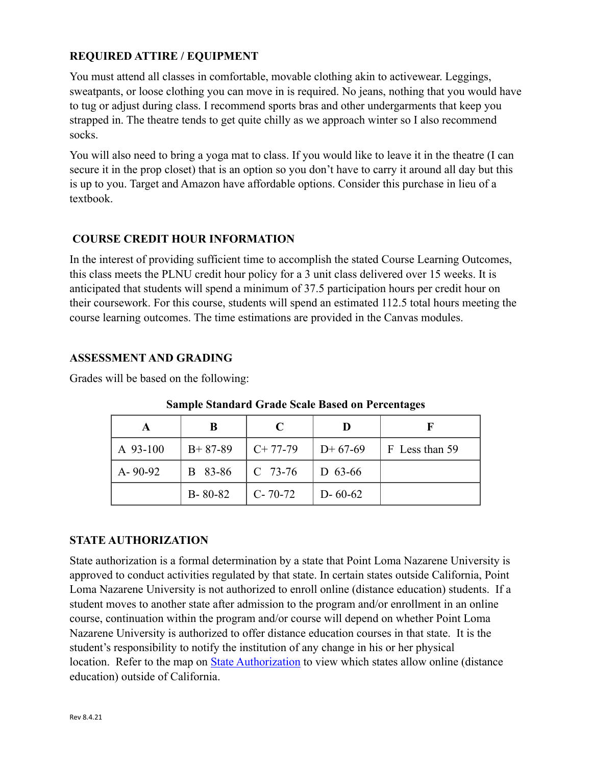### REQUIRED ATTIRE / EQUIPMENT

You must attend all classes in comfortable, movable clothing akin to activewear. Leggings, sweatpants, or loose clothing you can move in is required. No jeans, nothing that you would have to tug or adjust during class. I recommend sports bras and other undergarments that keep you strapped in. The theatre tends to get quite chilly as we approach winter so I also recommend socks.

You will also need to bring a yoga mat to class. If you would like to leave it in the theatre (I can secure it in the prop closet) that is an option so you don't have to carry it around all day but this is up to you. Target and Amazon have affordable options. Consider this purchase in lieu of a textbook.

### COURSE CREDIT HOUR INFORMATION

In the interest of providing sufficient time to accomplish the stated Course Learning Outcomes, this class meets the PLNU credit hour policy for a 3 unit class delivered over 15 weeks. It is anticipated that students will spend a minimum of 37.5 participation hours per credit hour on their coursework. For this course, students will spend an estimated 112.5 total hours meeting the course learning outcomes. The time estimations are provided in the Canvas modules.

### ASSESSMENT AND GRADING

Grades will be based on the following:

**Sample Standard Grade Scale Based on Percentages**

| A | B | C | D | F |
|---|---|---|---|---|
| A 93-100 | B+ 87-89 | C+ 77-79 | D+ 67-69 | F Less than 59 |
| A- 90-92 | B 83-86 | C 73-76 | D 63-66 | |
| | B- 80-82 | C- 70-72 | D- 60-62 | |

### STATE AUTHORIZATION

State authorization is a formal determination by a state that Point Loma Nazarene University is approved to conduct activities regulated by that state. In certain states outside California, Point Loma Nazarene University is not authorized to enroll online (distance education) students. If a student moves to another state after admission to the program and/or enrollment in an online course, continuation within the program and/or course will depend on whether Point Loma Nazarene University is authorized to offer distance education courses in that state. It is the student's responsibility to notify the institution of any change in his or her physical location. Refer to the map on State Authorization to view which states allow online (distance education) outside of California.

Rev 8.4.21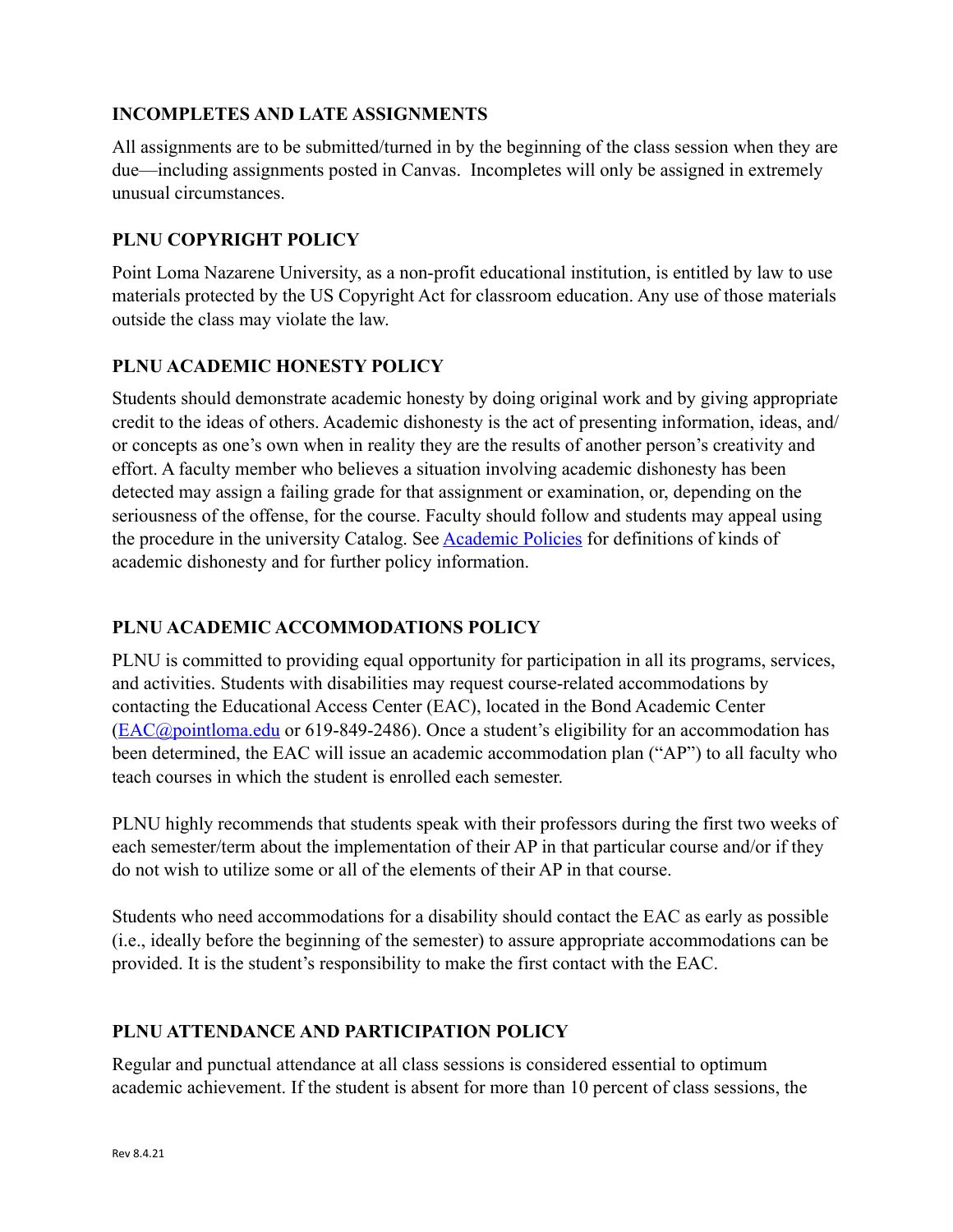### INCOMPLETES AND LATE ASSIGNMENTS

All assignments are to be submitted/turned in by the beginning of the class session when they are due—including assignments posted in Canvas. Incompletes will only be assigned in extremely unusual circumstances.

### PLNU COPYRIGHT POLICY

Point Loma Nazarene University, as a non-profit educational institution, is entitled by law to use materials protected by the US Copyright Act for classroom education. Any use of those materials outside the class may violate the law.

### PLNU ACADEMIC HONESTY POLICY

Students should demonstrate academic honesty by doing original work and by giving appropriate credit to the ideas of others. Academic dishonesty is the act of presenting information, ideas, and/or concepts as one's own when in reality they are the results of another person's creativity and effort. A faculty member who believes a situation involving academic dishonesty has been detected may assign a failing grade for that assignment or examination, or, depending on the seriousness of the offense, for the course. Faculty should follow and students may appeal using the procedure in the university Catalog. See [Academic Policies] for definitions of kinds of academic dishonesty and for further policy information.

### PLNU ACADEMIC ACCOMMODATIONS POLICY

PLNU is committed to providing equal opportunity for participation in all its programs, services, and activities. Students with disabilities may request course-related accommodations by contacting the Educational Access Center (EAC), located in the Bond Academic Center (EAC@pointloma.edu or 619-849-2486). Once a student's eligibility for an accommodation has been determined, the EAC will issue an academic accommodation plan ("AP") to all faculty who teach courses in which the student is enrolled each semester.

PLNU highly recommends that students speak with their professors during the first two weeks of each semester/term about the implementation of their AP in that particular course and/or if they do not wish to utilize some or all of the elements of their AP in that course.

Students who need accommodations for a disability should contact the EAC as early as possible (i.e., ideally before the beginning of the semester) to assure appropriate accommodations can be provided. It is the student's responsibility to make the first contact with the EAC.

### PLNU ATTENDANCE AND PARTICIPATION POLICY

Regular and punctual attendance at all class sessions is considered essential to optimum academic achievement. If the student is absent for more than 10 percent of class sessions, the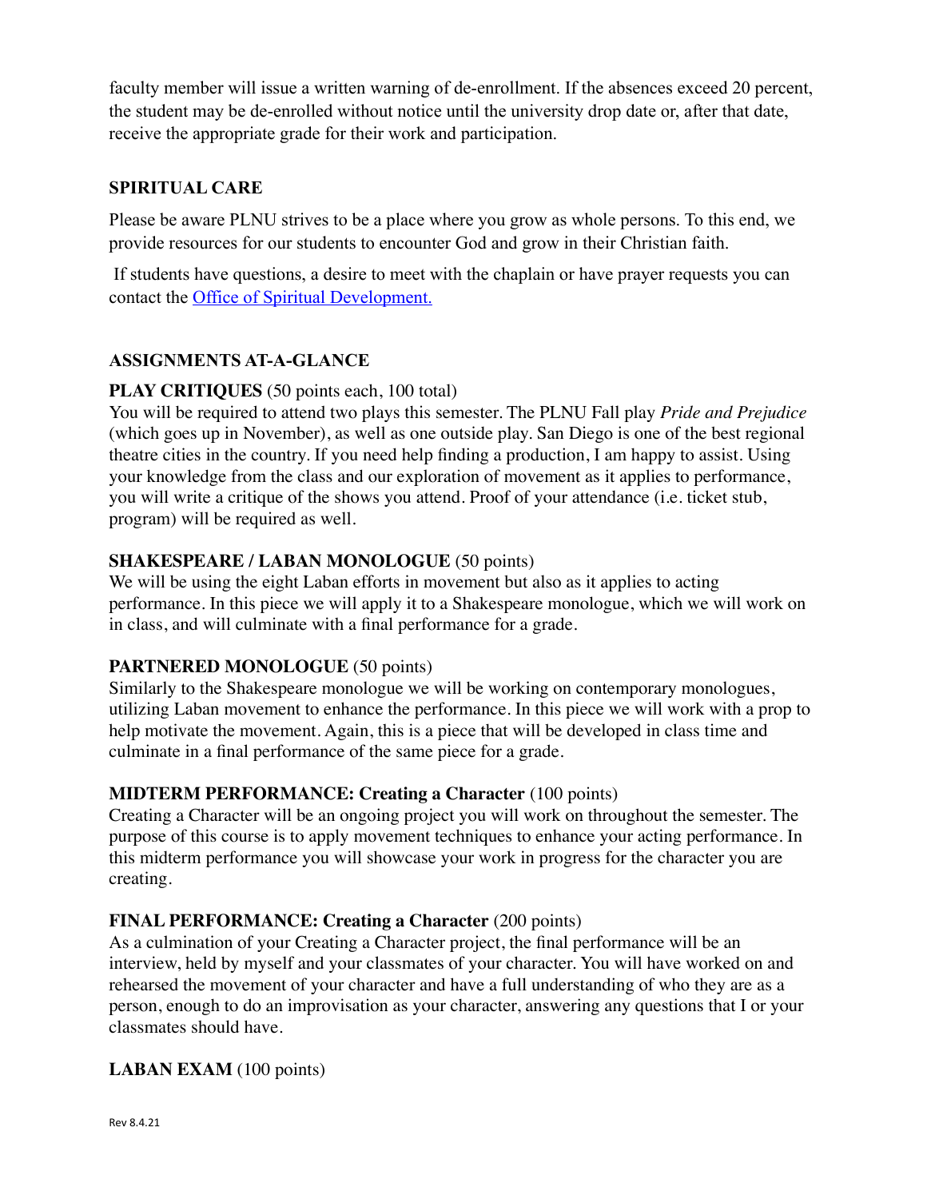faculty member will issue a written warning of de-enrollment. If the absences exceed 20 percent, the student may be de-enrolled without notice until the university drop date or, after that date, receive the appropriate grade for their work and participation.

## SPIRITUAL CARE

Please be aware PLNU strives to be a place where you grow as whole persons. To this end, we provide resources for our students to encounter God and grow in their Christian faith.

If students have questions, a desire to meet with the chaplain or have prayer requests you can contact the Office of Spiritual Development.

## ASSIGNMENTS AT-A-GLANCE

**PLAY CRITIQUES** (50 points each, 100 total)
You will be required to attend two plays this semester. The PLNU Fall play *Pride and Prejudice* (which goes up in November), as well as one outside play. San Diego is one of the best regional theatre cities in the country. If you need help finding a production, I am happy to assist. Using your knowledge from the class and our exploration of movement as it applies to performance, you will write a critique of the shows you attend. Proof of your attendance (i.e. ticket stub, program) will be required as well.

**SHAKESPEARE / LABAN MONOLOGUE** (50 points)
We will be using the eight Laban efforts in movement but also as it applies to acting performance. In this piece we will apply it to a Shakespeare monologue, which we will work on in class, and will culminate with a final performance for a grade.

**PARTNERED MONOLOGUE** (50 points)
Similarly to the Shakespeare monologue we will be working on contemporary monologues, utilizing Laban movement to enhance the performance. In this piece we will work with a prop to help motivate the movement. Again, this is a piece that will be developed in class time and culminate in a final performance of the same piece for a grade.

**MIDTERM PERFORMANCE: Creating a Character** (100 points)
Creating a Character will be an ongoing project you will work on throughout the semester. The purpose of this course is to apply movement techniques to enhance your acting performance. In this midterm performance you will showcase your work in progress for the character you are creating.

**FINAL PERFORMANCE: Creating a Character** (200 points)
As a culmination of your Creating a Character project, the final performance will be an interview, held by myself and your classmates of your character. You will have worked on and rehearsed the movement of your character and have a full understanding of who they are as a person, enough to do an improvisation as your character, answering any questions that I or your classmates should have.

**LABAN EXAM** (100 points)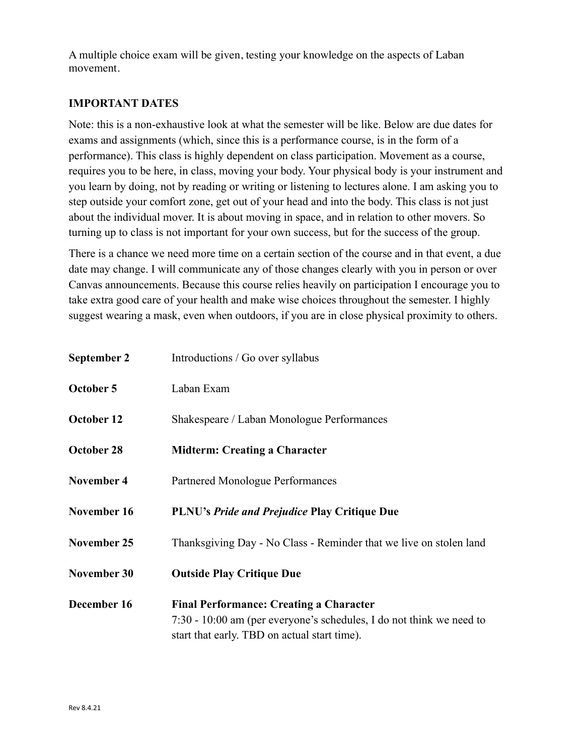A multiple choice exam will be given, testing your knowledge on the aspects of Laban movement.

**IMPORTANT DATES**

Note: this is a non-exhaustive look at what the semester will be like. Below are due dates for exams and assignments (which, since this is a performance course, is in the form of a performance). This class is highly dependent on class participation. Movement as a course, requires you to be here, in class, moving your body. Your physical body is your instrument and you learn by doing, not by reading or writing or listening to lectures alone. I am asking you to step outside your comfort zone, get out of your head and into the body. This class is not just about the individual mover. It is about moving in space, and in relation to other movers. So turning up to class is not important for your own success, but for the success of the group.

There is a chance we need more time on a certain section of the course and in that event, a due date may change. I will communicate any of those changes clearly with you in person or over Canvas announcements. Because this course relies heavily on participation I encourage you to take extra good care of your health and make wise choices throughout the semester. I highly suggest wearing a mask, even when outdoors, if you are in close physical proximity to others.

| | |
|---|---|
| **September 2** | Introductions / Go over syllabus |
| **October 5** | Laban Exam |
| **October 12** | Shakespeare / Laban Monologue Performances |
| **October 28** | **Midterm: Creating a Character** |
| **November 4** | Partnered Monologue Performances |
| **November 16** | **PLNU's *Pride and Prejudice* Play Critique Due** |
| **November 25** | Thanksgiving Day - No Class - Reminder that we live on stolen land |
| **November 30** | **Outside Play Critique Due** |
| **December 16** | **Final Performance: Creating a Character** 7:30 - 10:00 am (per everyone's schedules, I do not think we need to start that early. TBD on actual start time). |

Rev 8.4.21